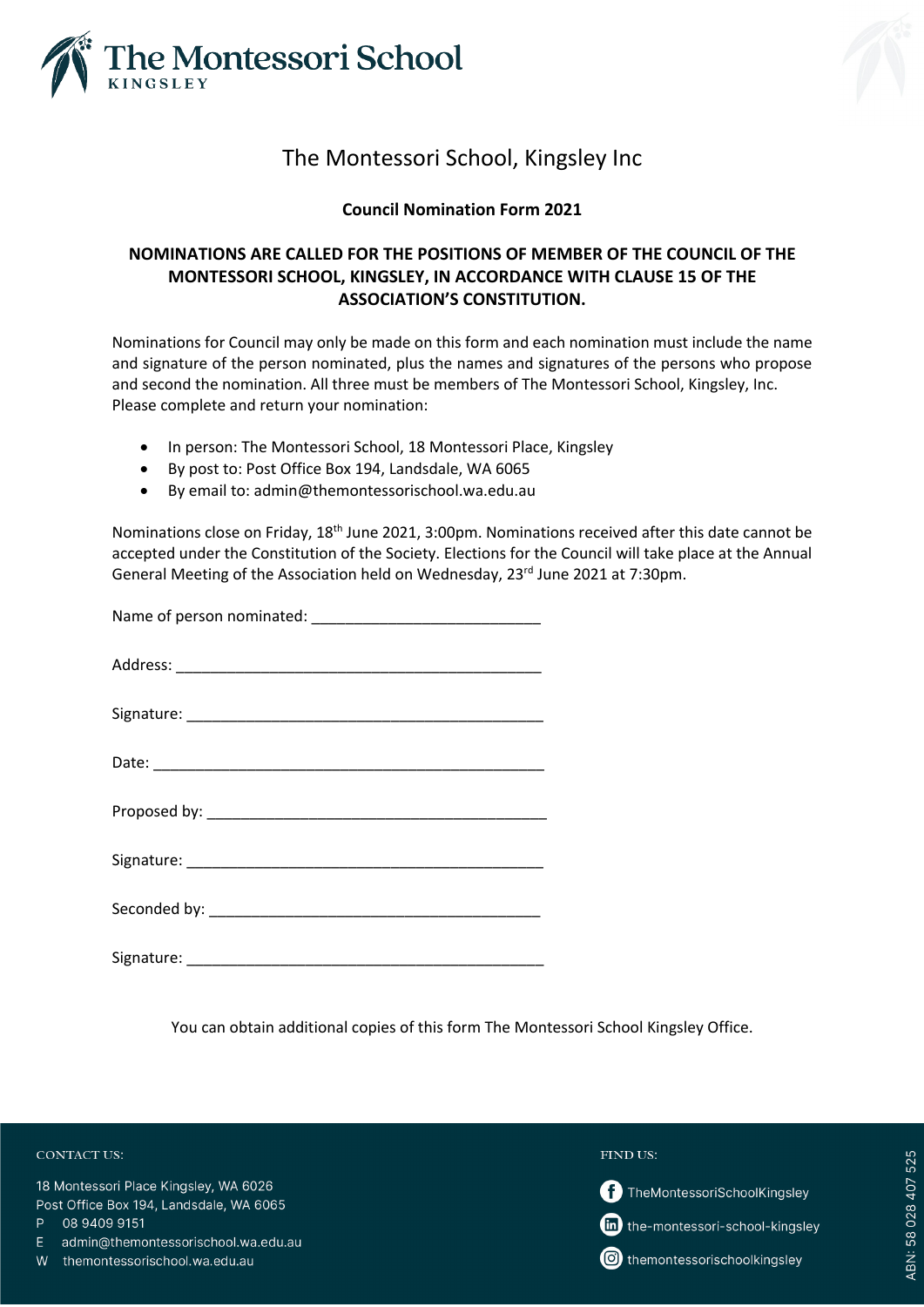# The Montessori School, Kingsley Inc

## Council Nomination Form 2021

**NOMINATIONS ARE CALLED FOR THE POSITIONS OF MEMBER OF THE COUNCIL OF THE MONTESSORI SCHOOL, KINGSLEY, IN ACCORDANCE WITH CLAUSE 15 OF THE ASSOCIATION'S CONSTITUTION.**

Nominations for Council may only be made on this form and each nomination must include the name and signature of the person nominated, plus the names and signatures of the persons who propose and second the nomination. All three must be members of The Montessori School, Kingsley, Inc. Please complete and return your nomination:

- In person: The Montessori School, 18 Montessori Place, Kingsley
- By post to: Post Office Box 194, Landsdale, WA 6065
- By email to: admin@themontessorischool.wa.edu.au

Nominations close on Friday, 18th June 2021, 3:00pm. Nominations received after this date cannot be accepted under the Constitution of the Society. Elections for the Council will take place at the Annual General Meeting of the Association held on Wednesday, 23rd June 2021 at 7:30pm.

Name of person nominated: ___________________________

Address: _____________________________________________

Signature: ____________________________________________

Date: ________________________________________________

Proposed by: __________________________________________

Signature: ____________________________________________

Seconded by: __________________________________________

Signature: ____________________________________________

You can obtain additional copies of this form The Montessori School Kingsley Office.

CONTACT US:

18 Montessori Place Kingsley, WA 6026
Post Office Box 194, Landsdale, WA 6065
P 08 9409 9151
E admin@themontessorischool.wa.edu.au
W themontessorischool.wa.edu.au

FIND US:

TheMontessoriSchoolKingsley
the-montessori-school-kingsley
themontessorischoolkingsley

ABN: 58 028 407 525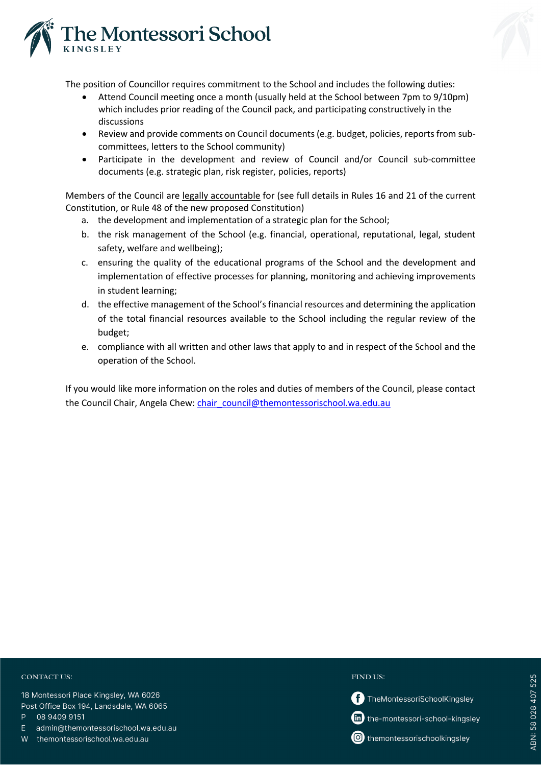The position of Councillor requires commitment to the School and includes the following duties:

- Attend Council meeting once a month (usually held at the School between 7pm to 9/10pm) which includes prior reading of the Council pack, and participating constructively in the discussions
- Review and provide comments on Council documents (e.g. budget, policies, reports from sub-committees, letters to the School community)
- Participate in the development and review of Council and/or Council sub-committee documents (e.g. strategic plan, risk register, policies, reports)

Members of the Council are legally accountable for (see full details in Rules 16 and 21 of the current Constitution, or Rule 48 of the new proposed Constitution)

a. the development and implementation of a strategic plan for the School;
b. the risk management of the School (e.g. financial, operational, reputational, legal, student safety, welfare and wellbeing);
c. ensuring the quality of the educational programs of the School and the development and implementation of effective processes for planning, monitoring and achieving improvements in student learning;
d. the effective management of the School's financial resources and determining the application of the total financial resources available to the School including the regular review of the budget;
e. compliance with all written and other laws that apply to and in respect of the School and the operation of the School.

If you would like more information on the roles and duties of members of the Council, please contact the Council Chair, Angela Chew: chair_council@themontessorischool.wa.edu.au